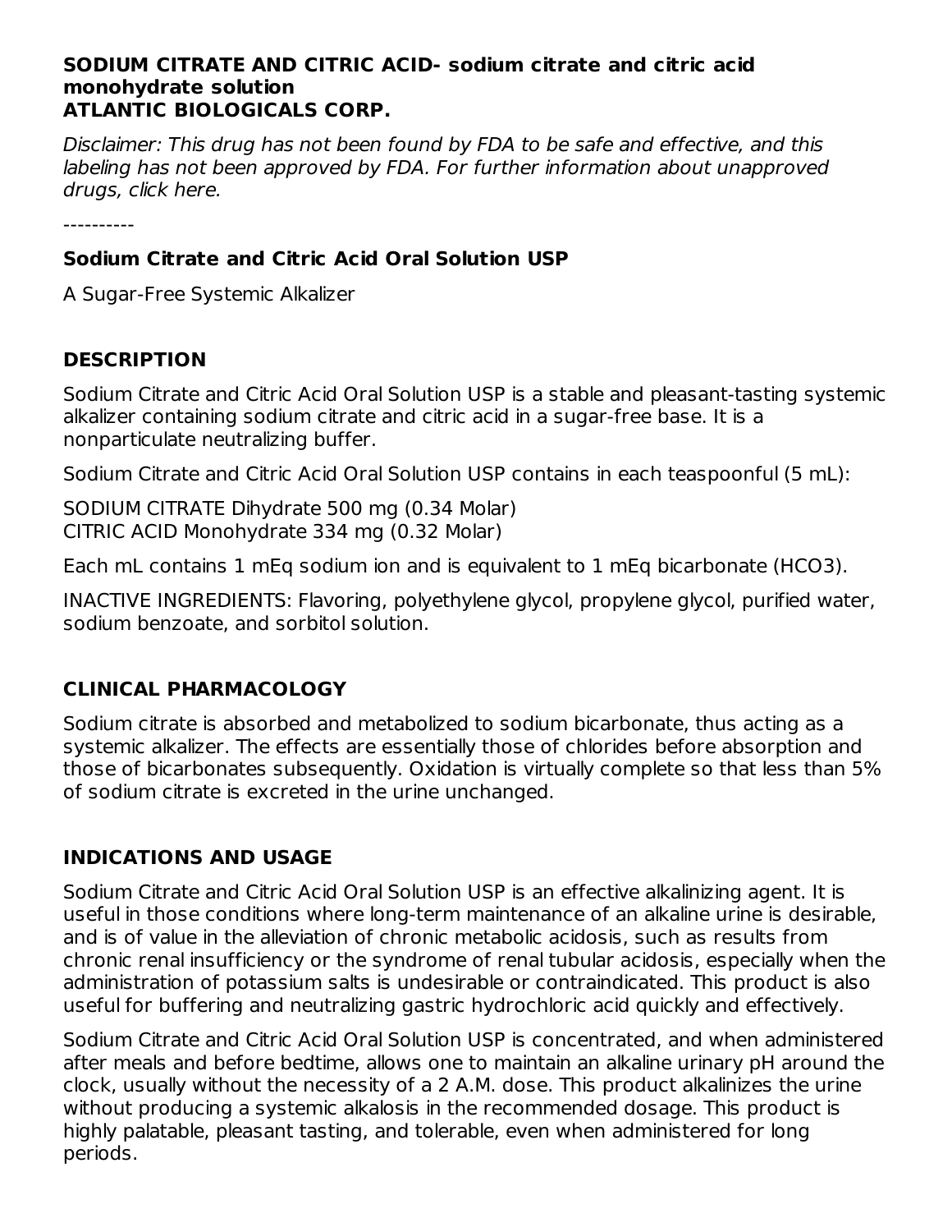**SODIUM CITRATE AND CITRIC ACID- sodium citrate and citric acid monohydrate solution**
**ATLANTIC BIOLOGICALS CORP.**

*Disclaimer: This drug has not been found by FDA to be safe and effective, and this labeling has not been approved by FDA. For further information about unapproved drugs, click here.*

----------

### Sodium Citrate and Citric Acid Oral Solution USP

A Sugar-Free Systemic Alkalizer

## DESCRIPTION

Sodium Citrate and Citric Acid Oral Solution USP is a stable and pleasant-tasting systemic alkalizer containing sodium citrate and citric acid in a sugar-free base. It is a nonparticulate neutralizing buffer.

Sodium Citrate and Citric Acid Oral Solution USP contains in each teaspoonful (5 mL):

SODIUM CITRATE Dihydrate 500 mg (0.34 Molar)
CITRIC ACID Monohydrate 334 mg (0.32 Molar)

Each mL contains 1 mEq sodium ion and is equivalent to 1 mEq bicarbonate ($HCO3$).

INACTIVE INGREDIENTS: Flavoring, polyethylene glycol, propylene glycol, purified water, sodium benzoate, and sorbitol solution.

## CLINICAL PHARMACOLOGY

Sodium citrate is absorbed and metabolized to sodium bicarbonate, thus acting as a systemic alkalizer. The effects are essentially those of chlorides before absorption and those of bicarbonates subsequently. Oxidation is virtually complete so that less than 5% of sodium citrate is excreted in the urine unchanged.

## INDICATIONS AND USAGE

Sodium Citrate and Citric Acid Oral Solution USP is an effective alkalinizing agent. It is useful in those conditions where long-term maintenance of an alkaline urine is desirable, and is of value in the alleviation of chronic metabolic acidosis, such as results from chronic renal insufficiency or the syndrome of renal tubular acidosis, especially when the administration of potassium salts is undesirable or contraindicated. This product is also useful for buffering and neutralizing gastric hydrochloric acid quickly and effectively.

Sodium Citrate and Citric Acid Oral Solution USP is concentrated, and when administered after meals and before bedtime, allows one to maintain an alkaline urinary pH around the clock, usually without the necessity of a 2 A.M. dose. This product alkalinizes the urine without producing a systemic alkalosis in the recommended dosage. This product is highly palatable, pleasant tasting, and tolerable, even when administered for long periods.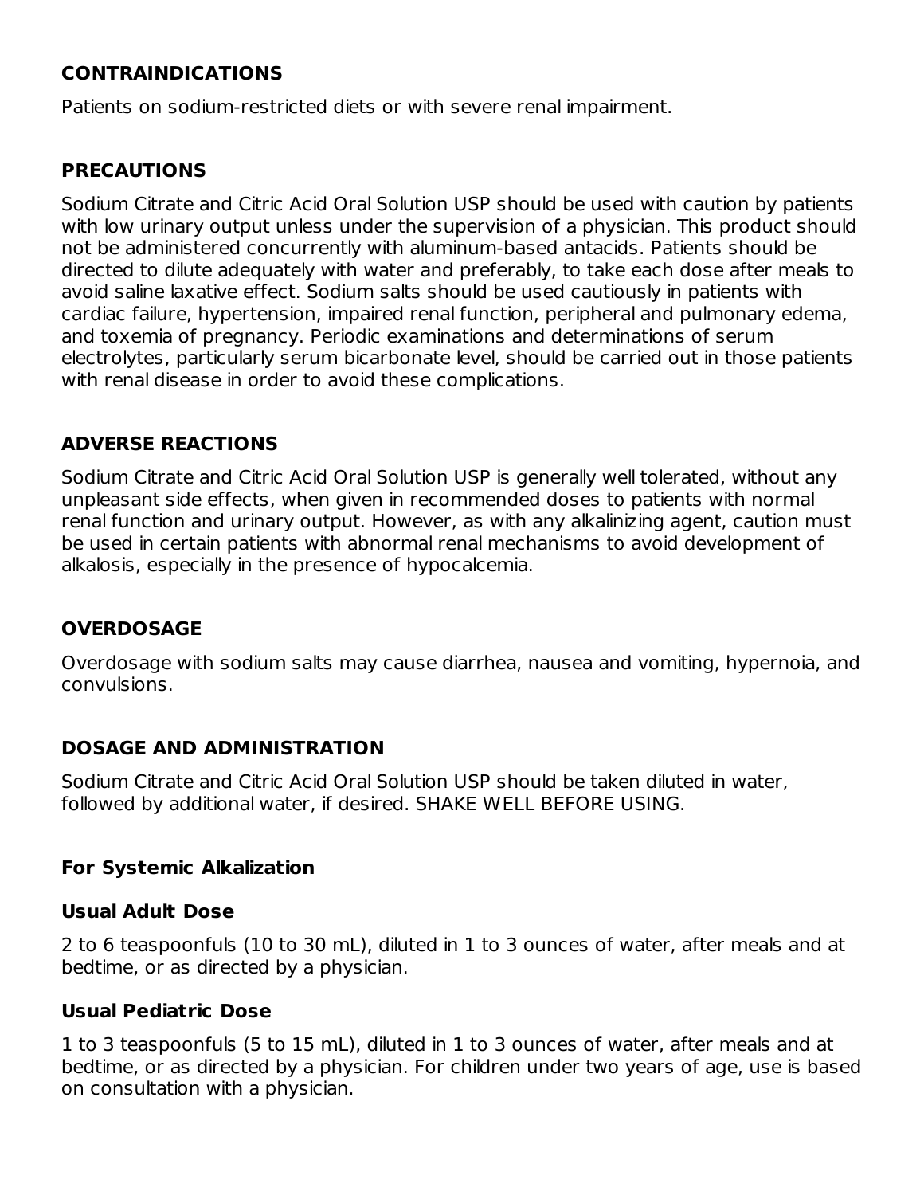## CONTRAINDICATIONS

Patients on sodium-restricted diets or with severe renal impairment.

## PRECAUTIONS

Sodium Citrate and Citric Acid Oral Solution USP should be used with caution by patients with low urinary output unless under the supervision of a physician. This product should not be administered concurrently with aluminum-based antacids. Patients should be directed to dilute adequately with water and preferably, to take each dose after meals to avoid saline laxative effect. Sodium salts should be used cautiously in patients with cardiac failure, hypertension, impaired renal function, peripheral and pulmonary edema, and toxemia of pregnancy. Periodic examinations and determinations of serum electrolytes, particularly serum bicarbonate level, should be carried out in those patients with renal disease in order to avoid these complications.

## ADVERSE REACTIONS

Sodium Citrate and Citric Acid Oral Solution USP is generally well tolerated, without any unpleasant side effects, when given in recommended doses to patients with normal renal function and urinary output. However, as with any alkalinizing agent, caution must be used in certain patients with abnormal renal mechanisms to avoid development of alkalosis, especially in the presence of hypocalcemia.

## OVERDOSAGE

Overdosage with sodium salts may cause diarrhea, nausea and vomiting, hypernoia, and convulsions.

## DOSAGE AND ADMINISTRATION

Sodium Citrate and Citric Acid Oral Solution USP should be taken diluted in water, followed by additional water, if desired. SHAKE WELL BEFORE USING.

### For Systemic Alkalization

#### Usual Adult Dose

2 to 6 teaspoonfuls (10 to 30 mL), diluted in 1 to 3 ounces of water, after meals and at bedtime, or as directed by a physician.

#### Usual Pediatric Dose

1 to 3 teaspoonfuls (5 to 15 mL), diluted in 1 to 3 ounces of water, after meals and at bedtime, or as directed by a physician. For children under two years of age, use is based on consultation with a physician.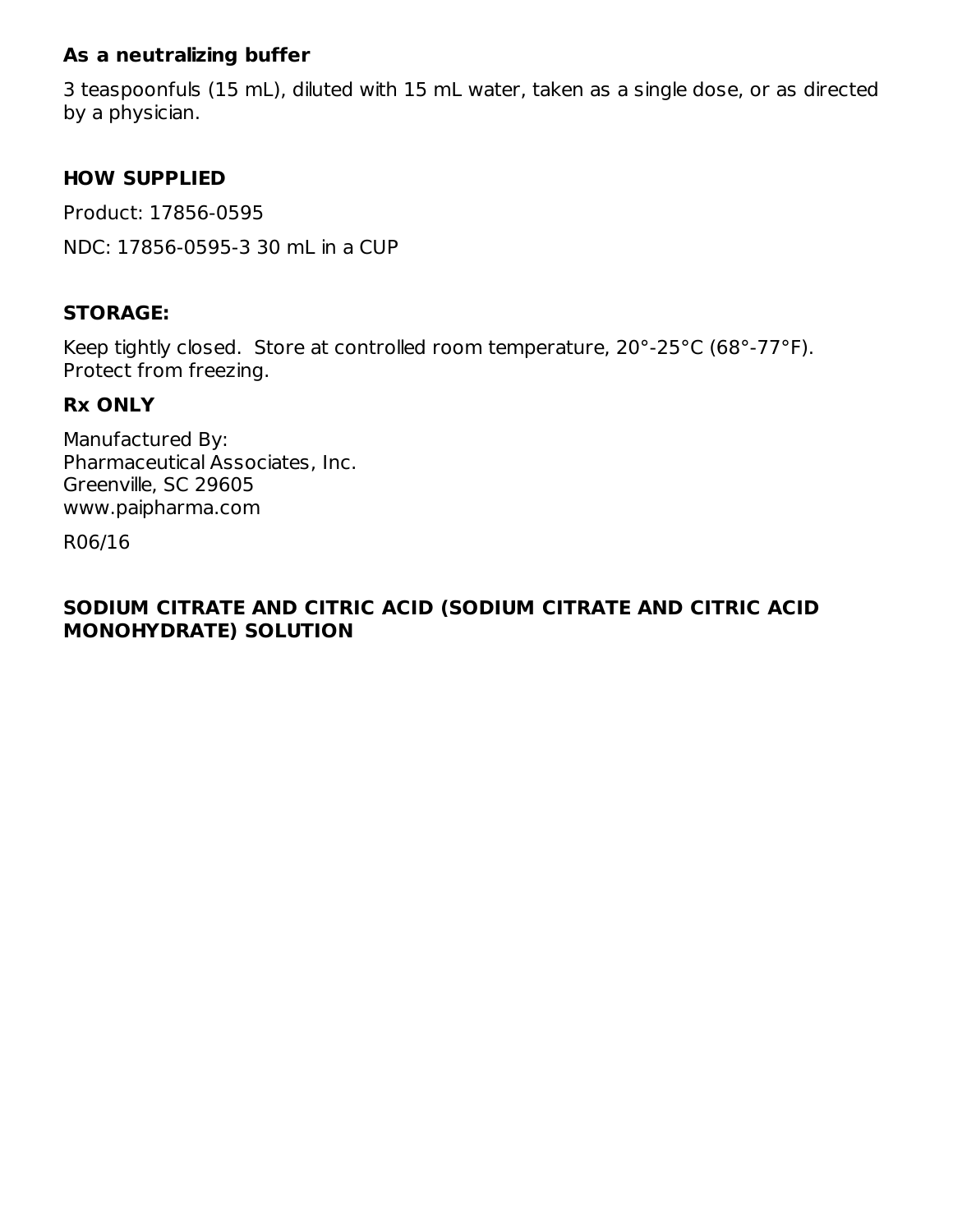**As a neutralizing buffer**

3 teaspoonfuls (15 mL), diluted with 15 mL water, taken as a single dose, or as directed by a physician.

## HOW SUPPLIED

Product: 17856-0595

NDC: 17856-0595-3 30 mL in a CUP

## STORAGE:

Keep tightly closed. Store at controlled room temperature, 20°-25°C (68°-77°F). Protect from freezing.

**Rx ONLY**

Manufactured By:
Pharmaceutical Associates, Inc.
Greenville, SC 29605
www.paipharma.com

R06/16

## SODIUM CITRATE AND CITRIC ACID (SODIUM CITRATE AND CITRIC ACID MONOHYDRATE) SOLUTION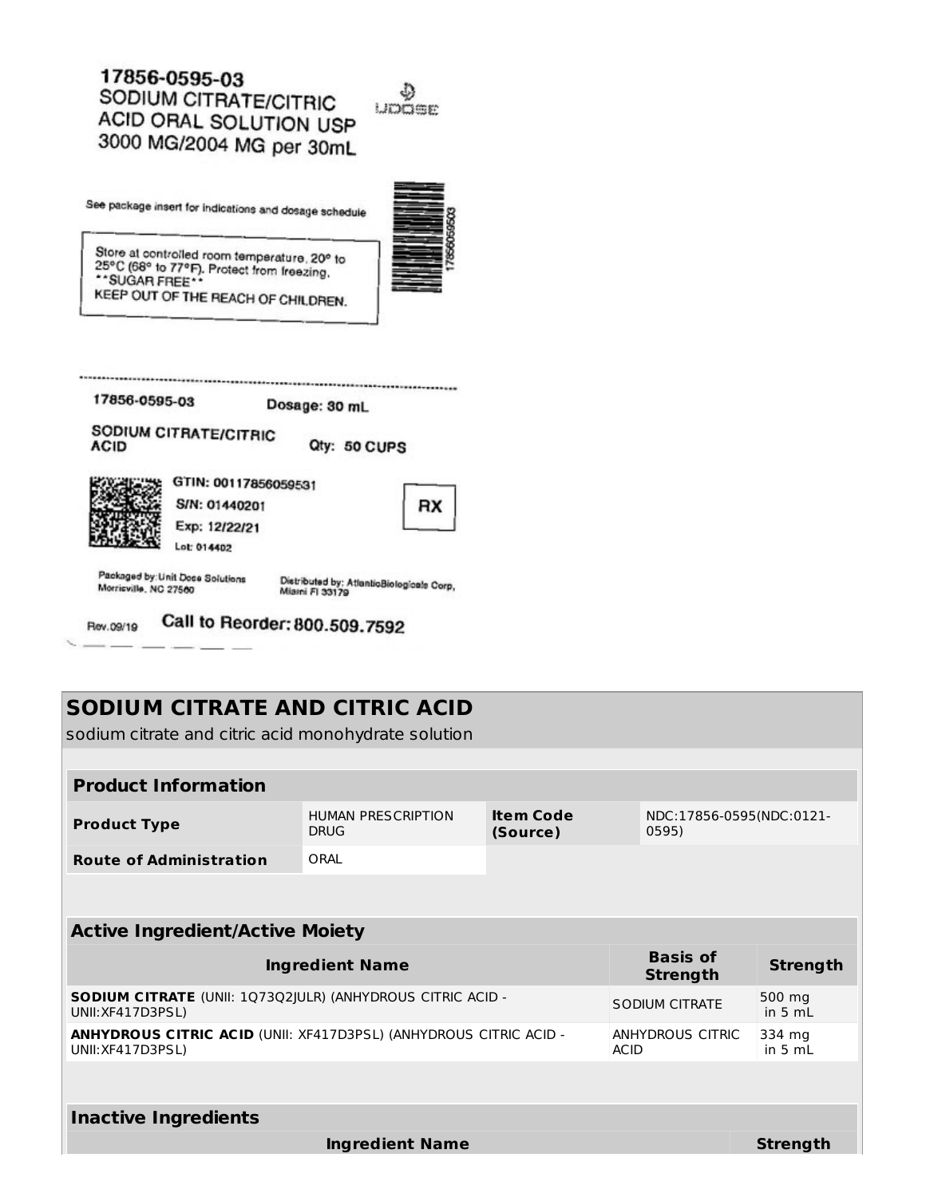17856-0595-03
SODIUM CITRATE/CITRIC ACID ORAL SOLUTION USP
3000 MG/2004 MG per 30mL

UDOSE

See package insert for indications and dosage schedule

Store at controlled room temperature, 20° to 25°C (68° to 77°F). Protect from freezing.
**SUGAR FREE**
KEEP OUT OF THE REACH OF CHILDREN.

17856059503

17856-0595-03 Dosage: 30 mL

SODIUM CITRATE/CITRIC ACID Qty: 50 CUPS

GTIN: 00117856059531
S/N: 01440201
Exp: 12/22/21
Lot: 014402

RX

Packaged by: Unit Dose Solutions Morrisville, NC 27560

Distributed by: AtlanticBiologicals Corp, Miami Fl 33179

Rev.09/19 Call to Reorder: 800.509.7592

# SODIUM CITRATE AND CITRIC ACID

sodium citrate and citric acid monohydrate solution

| Product Information | | | |
|---|---|---|---|
| **Product Type** | HUMAN PRESCRIPTION DRUG | **Item Code (Source)** | NDC:17856-0595(NDC:0121-0595) |
| **Route of Administration** | ORAL | | |

| Active Ingredient/Active Moiety | | |
|---|---|---|
| **Ingredient Name** | **Basis of Strength** | **Strength** |
| **SODIUM CITRATE** (UNII: 1Q73Q2JULR) (ANHYDROUS CITRIC ACID - UNII:XF417D3PSL) | SODIUM CITRATE | 500 mg in 5 mL |
| **ANHYDROUS CITRIC ACID** (UNII: XF417D3PSL) (ANHYDROUS CITRIC ACID - UNII:XF417D3PSL) | ANHYDROUS CITRIC ACID | 334 mg in 5 mL |

| Inactive Ingredients | |
|---|---|
| **Ingredient Name** | **Strength** |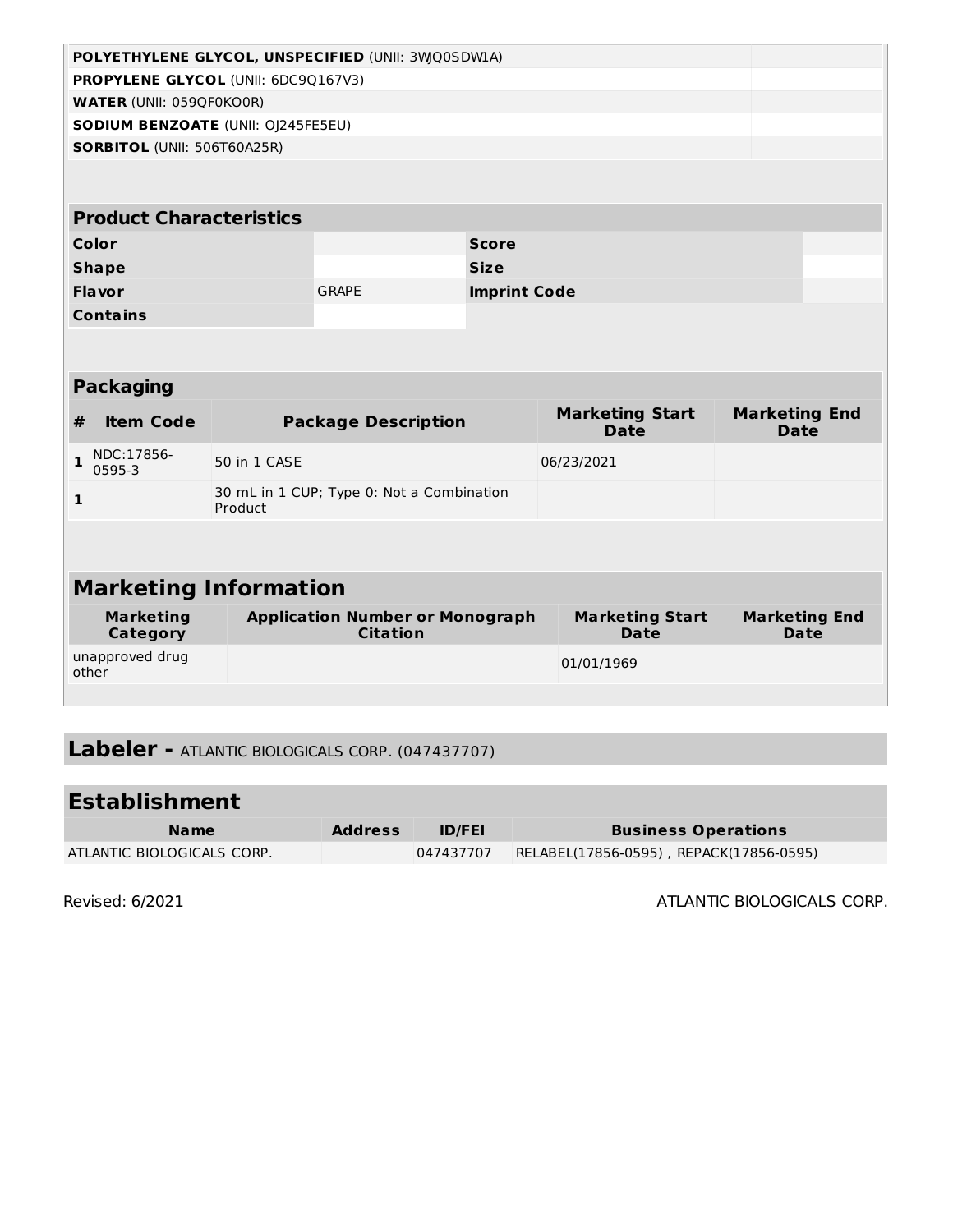| | |
|---|---|
| **POLYETHYLENE GLYCOL, UNSPECIFIED** (UNII: 3WJQ0SDW1A) | |
| **PROPYLENE GLYCOL** (UNII: 6DC9Q167V3) | |
| **WATER** (UNII: 059QF0KO0R) | |
| **SODIUM BENZOATE** (UNII: OJ245FE5EU) | |
| **SORBITOL** (UNII: 506T60A25R) | |

| Product Characteristics | | | |
|---|---|---|---|
| **Color** | | **Score** | |
| **Shape** | | **Size** | |
| **Flavor** | GRAPE | **Imprint Code** | |
| **Contains** | | | |

**Packaging**

| # | Item Code | Package Description | Marketing Start Date | Marketing End Date |
|---|---|---|---|---|
| 1 | NDC:17856-0595-3 | 50 in 1 CASE | 06/23/2021 | |
| 1 | | 30 mL in 1 CUP; Type 0: Not a Combination Product | | |

## Marketing Information

| Marketing Category | Application Number or Monograph Citation | Marketing Start Date | Marketing End Date |
|---|---|---|---|
| unapproved drug other | | 01/01/1969 | |

## Labeler - ATLANTIC BIOLOGICALS CORP. (047437707)

## Establishment

| Name | Address | ID/FEI | Business Operations |
|---|---|---|---|
| ATLANTIC BIOLOGICALS CORP. | | 047437707 | RELABEL(17856-0595) , REPACK(17856-0595) |

Revised: 6/2021

ATLANTIC BIOLOGICALS CORP.